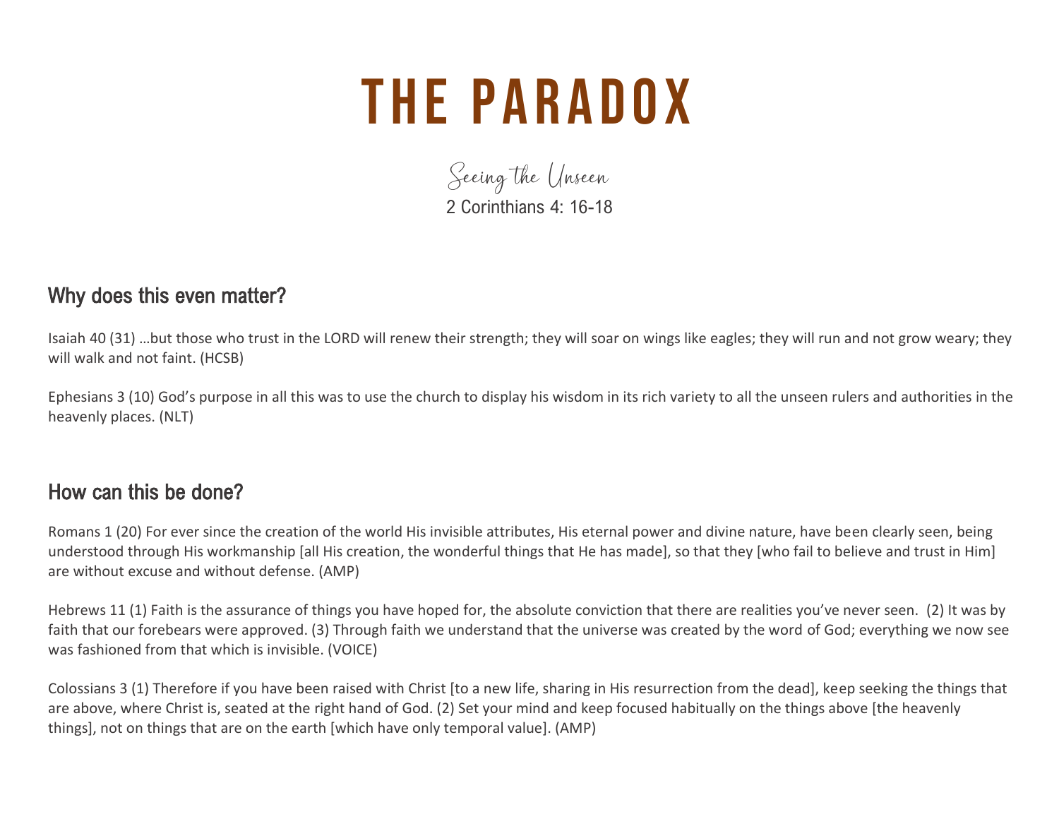# THE PARADOX

*Seeing the Unseen*

2 Corinthians 4: 16-18

## Why does this even matter?

Isaiah 40 (31) …but those who trust in the LORD will renew their strength; they will soar on wings like eagles; they will run and not grow weary; they will walk and not faint. (HCSB)

Ephesians 3 (10) God's purpose in all this was to use the church to display his wisdom in its rich variety to all the unseen rulers and authorities in the heavenly places. (NLT)

## How can this be done?

Romans 1 (20) For ever since the creation of the world His invisible attributes, His eternal power and divine nature, have been clearly seen, being understood through His workmanship [all His creation, the wonderful things that He has made], so that they [who fail to believe and trust in Him] are without excuse and without defense. (AMP)

Hebrews 11 (1) Faith is the assurance of things you have hoped for, the absolute conviction that there are realities you've never seen. (2) It was by faith that our forebears were approved. (3) Through faith we understand that the universe was created by the word of God; everything we now see was fashioned from that which is invisible. (VOICE)

Colossians 3 (1) Therefore if you have been raised with Christ [to a new life, sharing in His resurrection from the dead], keep seeking the things that are above, where Christ is, seated at the right hand of God. (2) Set your mind and keep focused habitually on the things above [the heavenly things], not on things that are on the earth [which have only temporal value]. (AMP)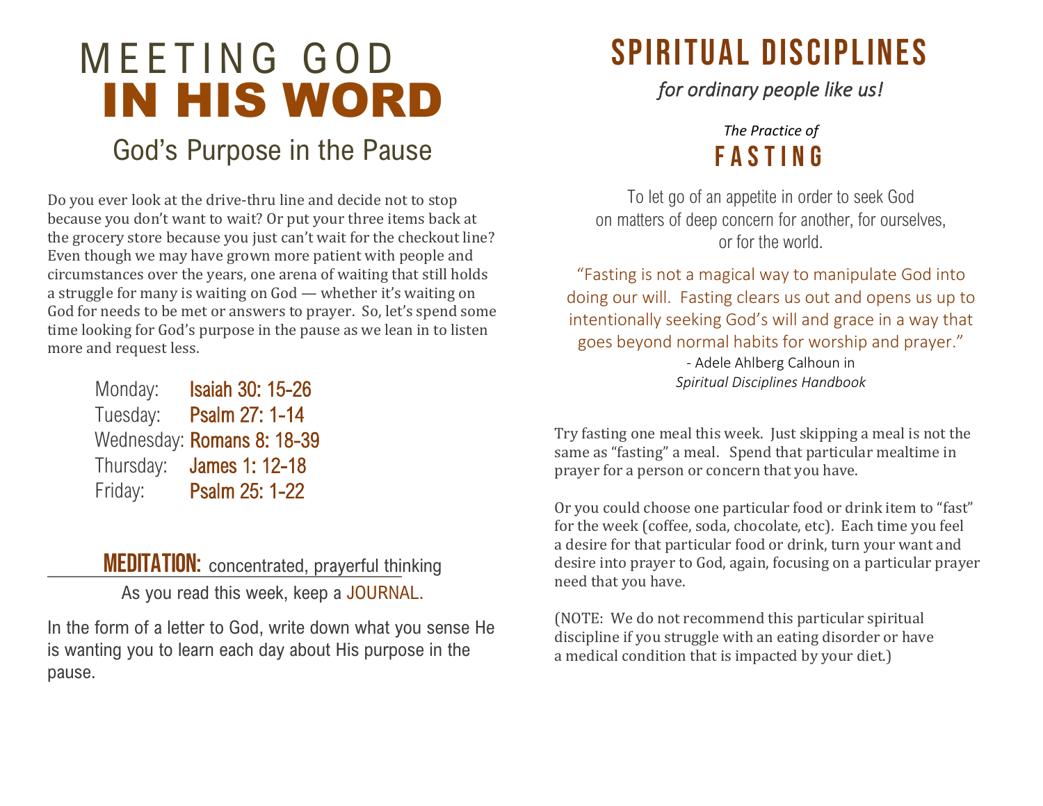# MEETING GOD IN HIS WORD

## God's Purpose in the Pause

Do you ever look at the drive-thru line and decide not to stop because you don't want to wait? Or put your three items back at the grocery store because you just can't wait for the checkout line? Even though we may have grown more patient with people and circumstances over the years, one arena of waiting that still holds a struggle for many is waiting on God — whether it's waiting on God for needs to be met or answers to prayer. So, let's spend some time looking for God's purpose in the pause as we lean in to listen more and request less.

| | |
|---|---|
| Monday: | Isaiah 30: 15-26 |
| Tuesday: | Psalm 27: 1-14 |
| Wednesday: | Romans 8: 18-39 |
| Thursday: | James 1: 12-18 |
| Friday: | Psalm 25: 1-22 |

**MEDITATION:** concentrated, prayerful thinking

As you read this week, keep a JOURNAL.

In the form of a letter to God, write down what you sense He is wanting you to learn each day about His purpose in the pause.

# SPIRITUAL DISCIPLINES

*for ordinary people like us!*

*The Practice of*

## FASTING

To let go of an appetite in order to seek God on matters of deep concern for another, for ourselves, or for the world.

"Fasting is not a magical way to manipulate God into doing our will. Fasting clears us out and opens us up to intentionally seeking God's will and grace in a way that goes beyond normal habits for worship and prayer."
- Adele Ahlberg Calhoun in *Spiritual Disciplines Handbook*

Try fasting one meal this week. Just skipping a meal is not the same as "fasting" a meal. Spend that particular mealtime in prayer for a person or concern that you have.

Or you could choose one particular food or drink item to "fast" for the week (coffee, soda, chocolate, etc). Each time you feel a desire for that particular food or drink, turn your want and desire into prayer to God, again, focusing on a particular prayer need that you have.

(NOTE: We do not recommend this particular spiritual discipline if you struggle with an eating disorder or have a medical condition that is impacted by your diet.)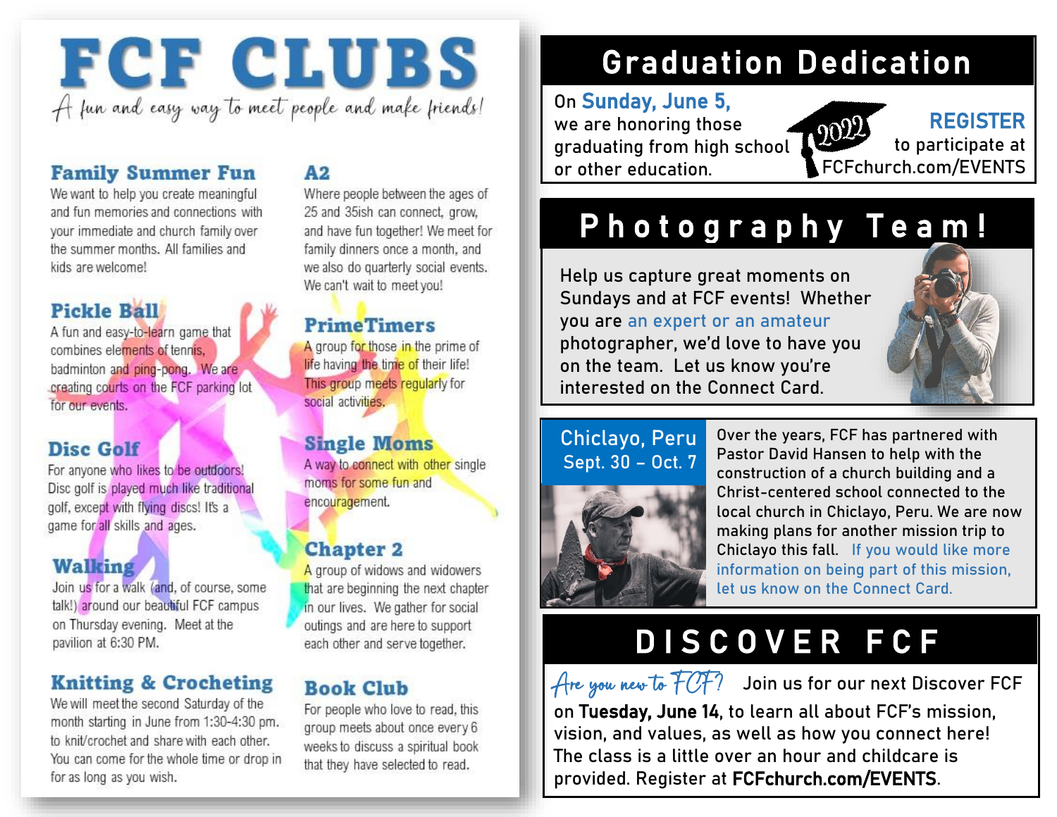# FCF CLUBS

*A fun and easy way to meet people and make friends!*

### Family Summer Fun

We want to help you create meaningful and fun memories and connections with your immediate and church family over the summer months. All families and kids are welcome!

### Pickle Ball

A fun and easy-to-learn game that combines elements of tennis, badminton and ping-pong. We are creating courts on the FCF parking lot for our events.

### Disc Golf

For anyone who likes to be outdoors! Disc golf is played much like traditional golf, except with flying discs! It's a game for all skills and ages.

### Walking

Join us for a walk (and, of course, some talk!) around our beautiful FCF campus on Thursday evening. Meet at the pavilion at 6:30 PM.

### Knitting & Crocheting

We will meet the second Saturday of the month starting in June from 1:30-4:30 pm. to knit/crochet and share with each other. You can come for the whole time or drop in for as long as you wish.

### A2

Where people between the ages of 25 and 35ish can connect, grow, and have fun together! We meet for family dinners once a month, and we also do quarterly social events. We can't wait to meet you!

### PrimeTimers

A group for those in the prime of life having the time of their life! This group meets regularly for social activities.

### Single Moms

A way to connect with other single moms for some fun and encouragement.

### Chapter 2

A group of widows and widowers that are beginning the next chapter in our lives. We gather for social outings and are here to support each other and serve together.

### Book Club

For people who love to read, this group meets about once every 6 weeks to discuss a spiritual book that they have selected to read.

## Graduation Dedication

On **Sunday, June 5,** we are honoring those graduating from high school or other education.

2022

**REGISTER** to participate at FCFchurch.com/EVENTS

## Photography Team!

Help us capture great moments on Sundays and at FCF events! Whether you are an expert or an amateur photographer, we'd love to have you on the team. Let us know you're interested on the Connect Card.

## Chiclayo, Peru Sept. 30 – Oct. 7

Over the years, FCF has partnered with Pastor David Hansen to help with the construction of a church building and a Christ-centered school connected to the local church in Chiclayo, Peru. We are now making plans for another mission trip to Chiclayo this fall. If you would like more information on being part of this mission, let us know on the Connect Card.

## DISCOVER FCF

*Are you new to FCF?* Join us for our next Discover FCF on **Tuesday, June 14**, to learn all about FCF's mission, vision, and values, as well as how you connect here! The class is a little over an hour and childcare is provided. Register at **FCFchurch.com/EVENTS**.